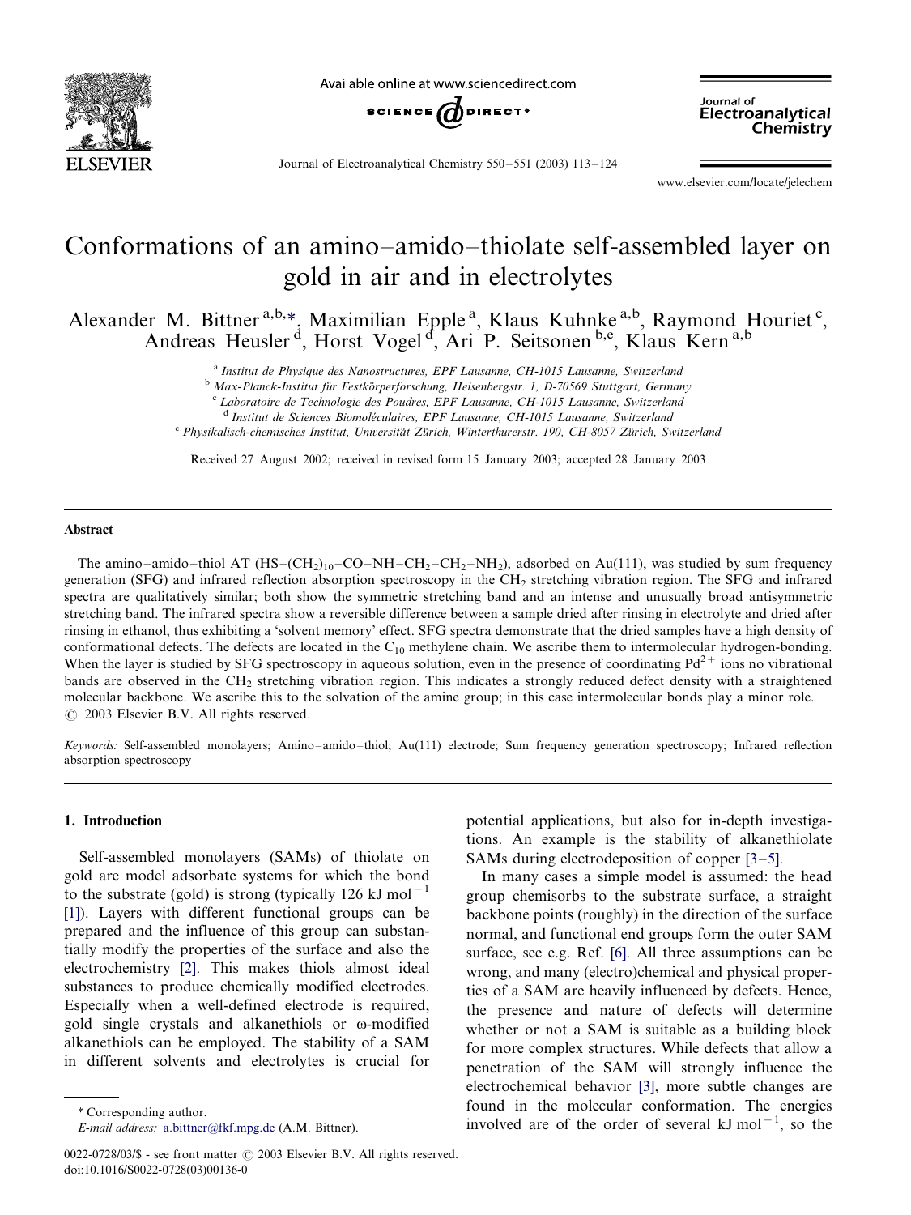# Conformations of an amino–amido–thiolate self-assembled layer on gold in air and in electrolytes

Alexander M. Bittner [a,b,*], Maximilian Epple [a], Klaus Kuhnke [a,b], Raymond Houriet [c], Andreas Heusler [d], Horst Vogel [d], Ari P. Seitsonen [b,e], Klaus Kern [a,b]

[a] Institut de Physique des Nanostructures, EPF Lausanne, CH-1015 Lausanne, Switzerland
[b] Max-Planck-Institut für Festkörperforschung, Heisenbergstr. 1, D-70569 Stuttgart, Germany
[c] Laboratoire de Technologie des Poudres, EPF Lausanne, CH-1015 Lausanne, Switzerland
[d] Institut de Sciences Biomoléculaires, EPF Lausanne, CH-1015 Lausanne, Switzerland
[e] Physikalisch-chemisches Institut, Universität Zürich, Winterthurerstr. 190, CH-8057 Zürich, Switzerland

Received 27 August 2002; received in revised form 15 January 2003; accepted 28 January 2003

## Abstract

The amino–amido–thiol AT ($HS–(CH_2)_{10}–CO–NH–CH_2–CH_2–NH_2$), adsorbed on Au(111), was studied by sum frequency generation (SFG) and infrared reflection absorption spectroscopy in the $CH_2$ stretching vibration region. The SFG and infrared spectra are qualitatively similar; both show the symmetric stretching band and an intense and unusually broad antisymmetric stretching band. The infrared spectra show a reversible difference between a sample dried after rinsing in electrolyte and dried after rinsing in ethanol, thus exhibiting a 'solvent memory' effect. SFG spectra demonstrate that the dried samples have a high density of conformational defects. The defects are located in the $C_{10}$ methylene chain. We ascribe them to intermolecular hydrogen-bonding. When the layer is studied by SFG spectroscopy in aqueous solution, even in the presence of coordinating $Pd^{2+}$ ions no vibrational bands are observed in the $CH_2$ stretching vibration region. This indicates a strongly reduced defect density with a straightened molecular backbone. We ascribe this to the solvation of the amine group; in this case intermolecular bonds play a minor role.
© 2003 Elsevier B.V. All rights reserved.

*Keywords:* Self-assembled monolayers; Amino–amido–thiol; Au(111) electrode; Sum frequency generation spectroscopy; Infrared reflection absorption spectroscopy

## 1. Introduction

Self-assembled monolayers (SAMs) of thiolate on gold are model adsorbate systems for which the bond to the substrate (gold) is strong (typically 126 kJ $mol^{-1}$ [1]). Layers with different functional groups can be prepared and the influence of this group can substantially modify the properties of the surface and also the electrochemistry [2]. This makes thiols almost ideal substances to produce chemically modified electrodes. Especially when a well-defined electrode is required, gold single crystals and alkanethiols or ω-modified alkanethiols can be employed. The stability of a SAM in different solvents and electrolytes is crucial for potential applications, but also for in-depth investigations. An example is the stability of alkanethiolate SAMs during electrodeposition of copper [3–5].

In many cases a simple model is assumed: the head group chemisorbs to the substrate surface, a straight backbone points (roughly) in the direction of the surface normal, and functional end groups form the outer SAM surface, see e.g. Ref. [6]. All three assumptions can be wrong, and many (electro)chemical and physical properties of a SAM are heavily influenced by defects. Hence, the presence and nature of defects will determine whether or not a SAM is suitable as a building block for more complex structures. While defects that allow a penetration of the SAM will strongly influence the electrochemical behavior [3], more subtle changes are found in the molecular conformation. The energies involved are of the order of several kJ $mol^{-1}$, so the

* Corresponding author.
E-mail address: a.bittner@fkf.mpg.de (A.M. Bittner).

0022-0728/03/$ - see front matter © 2003 Elsevier B.V. All rights reserved.
doi:10.1016/S0022-0728(03)00136-0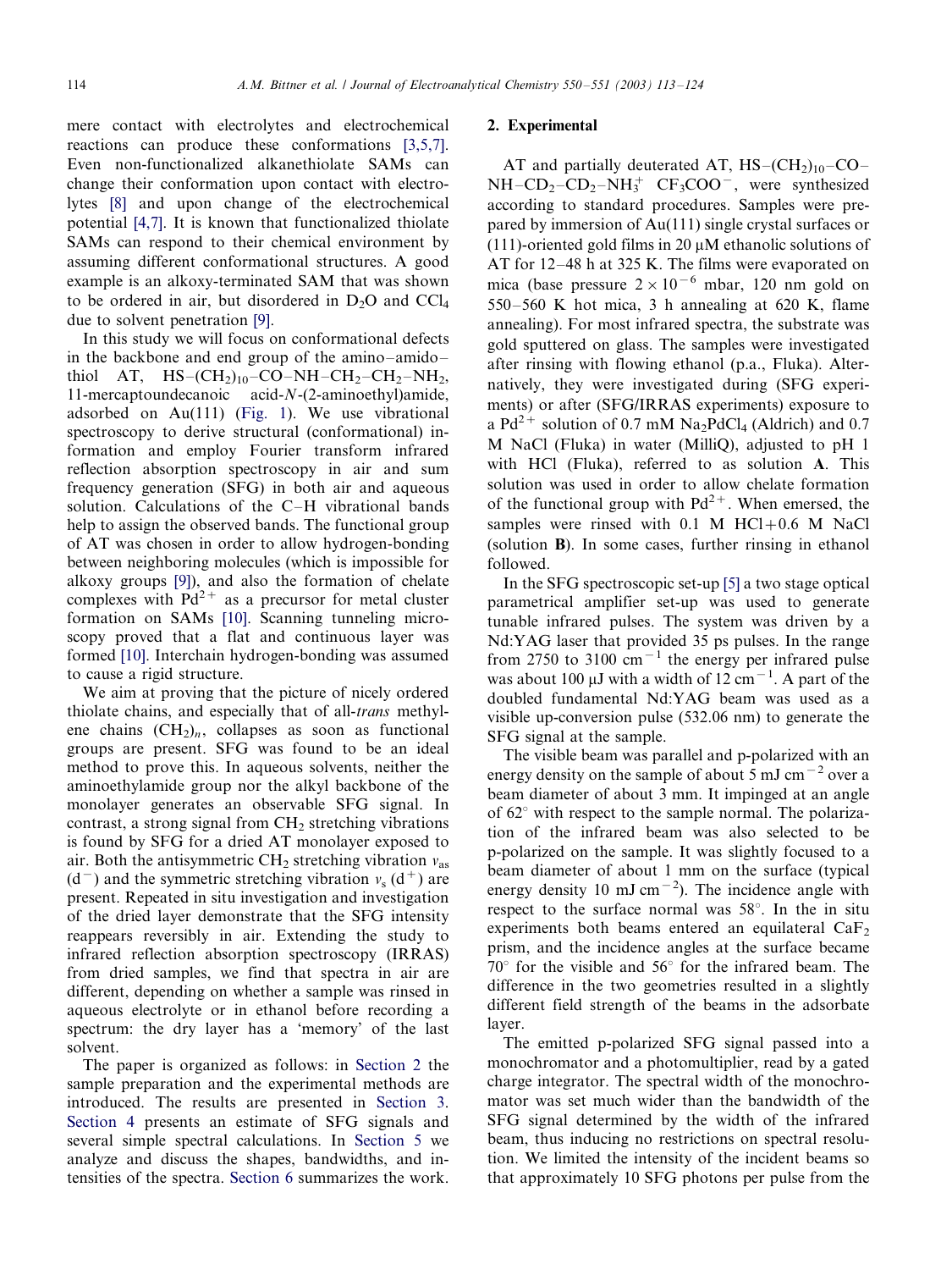mere contact with electrolytes and electrochemical reactions can produce these conformations [3,5,7]. Even non-functionalized alkanethiolate SAMs can change their conformation upon contact with electrolytes [8] and upon change of the electrochemical potential [4,7]. It is known that functionalized thiolate SAMs can respond to their chemical environment by assuming different conformational structures. A good example is an alkoxy-terminated SAM that was shown to be ordered in air, but disordered in $D_2O$ and $CCl_4$ due to solvent penetration [9].

In this study we will focus on conformational defects in the backbone and end group of the amino–amido–thiol AT, HS–$(CH_2)_{10}$–CO–NH–$CH_2$–$CH_2$–$NH_2$, 11-mercaptoundecanoic acid-*N*-(2-aminoethyl)amide, adsorbed on Au(111) (Fig. 1). We use vibrational spectroscopy to derive structural (conformational) information and employ Fourier transform infrared reflection absorption spectroscopy in air and sum frequency generation (SFG) in both air and aqueous solution. Calculations of the C–H vibrational bands help to assign the observed bands. The functional group of AT was chosen in order to allow hydrogen-bonding between neighboring molecules (which is impossible for alkoxy groups [9]), and also the formation of chelate complexes with $Pd^{2+}$ as a precursor for metal cluster formation on SAMs [10]. Scanning tunneling microscopy proved that a flat and continuous layer was formed [10]. Interchain hydrogen-bonding was assumed to cause a rigid structure.

We aim at proving that the picture of nicely ordered thiolate chains, and especially that of all-*trans* methylene chains $(CH_2)_n$, collapses as soon as functional groups are present. SFG was found to be an ideal method to prove this. In aqueous solvents, neither the aminoethylamide group nor the alkyl backbone of the monolayer generates an observable SFG signal. In contrast, a strong signal from $CH_2$ stretching vibrations is found by SFG for a dried AT monolayer exposed to air. Both the antisymmetric $CH_2$ stretching vibration $v_{as}$ ($d^-$) and the symmetric stretching vibration $v_s$ ($d^+$) are present. Repeated in situ investigation and investigation of the dried layer demonstrate that the SFG intensity reappears reversibly in air. Extending the study to infrared reflection absorption spectroscopy (IRRAS) from dried samples, we find that spectra in air are different, depending on whether a sample was rinsed in aqueous electrolyte or in ethanol before recording a spectrum: the dry layer has a 'memory' of the last solvent.

The paper is organized as follows: in Section 2 the sample preparation and the experimental methods are introduced. The results are presented in Section 3. Section 4 presents an estimate of SFG signals and several simple spectral calculations. In Section 5 we analyze and discuss the shapes, bandwidths, and intensities of the spectra. Section 6 summarizes the work.

## 2. Experimental

AT and partially deuterated AT, HS–$(CH_2)_{10}$–CO–NH–$CD_2$–$CD_2$–$NH_3^+$ $CF_3COO^-$, were synthesized according to standard procedures. Samples were prepared by immersion of Au(111) single crystal surfaces or (111)-oriented gold films in 20 μM ethanolic solutions of AT for 12–48 h at 325 K. The films were evaporated on mica (base pressure $2 \times 10^{-6}$ mbar, 120 nm gold on 550–560 K hot mica, 3 h annealing at 620 K, flame annealing). For most infrared spectra, the substrate was gold sputtered on glass. The samples were investigated after rinsing with flowing ethanol (p.a., Fluka). Alternatively, they were investigated during (SFG experiments) or after (SFG/IRRAS experiments) exposure to a $Pd^{2+}$ solution of 0.7 mM $Na_2PdCl_4$ (Aldrich) and 0.7 M NaCl (Fluka) in water (MilliQ), adjusted to pH 1 with HCl (Fluka), referred to as solution **A**. This solution was used in order to allow chelate formation of the functional group with $Pd^{2+}$. When emersed, the samples were rinsed with 0.1 M HCl+0.6 M NaCl (solution **B**). In some cases, further rinsing in ethanol followed.

In the SFG spectroscopic set-up [5] a two stage optical parametrical amplifier set-up was used to generate tunable infrared pulses. The system was driven by a Nd:YAG laser that provided 35 ps pulses. In the range from 2750 to 3100 $cm^{-1}$ the energy per infrared pulse was about 100 μJ with a width of 12 $cm^{-1}$. A part of the doubled fundamental Nd:YAG beam was used as a visible up-conversion pulse (532.06 nm) to generate the SFG signal at the sample.

The visible beam was parallel and p-polarized with an energy density on the sample of about 5 mJ $cm^{-2}$ over a beam diameter of about 3 mm. It impinged at an angle of 62° with respect to the sample normal. The polarization of the infrared beam was also selected to be p-polarized on the sample. It was slightly focused to a beam diameter of about 1 mm on the surface (typical energy density 10 mJ $cm^{-2}$). The incidence angle with respect to the surface normal was 58°. In the in situ experiments both beams entered an equilateral $CaF_2$ prism, and the incidence angles at the surface became 70° for the visible and 56° for the infrared beam. The difference in the two geometries resulted in a slightly different field strength of the beams in the adsorbate layer.

The emitted p-polarized SFG signal passed into a monochromator and a photomultiplier, read by a gated charge integrator. The spectral width of the monochromator was set much wider than the bandwidth of the SFG signal determined by the width of the infrared beam, thus inducing no restrictions on spectral resolution. We limited the intensity of the incident beams so that approximately 10 SFG photons per pulse from the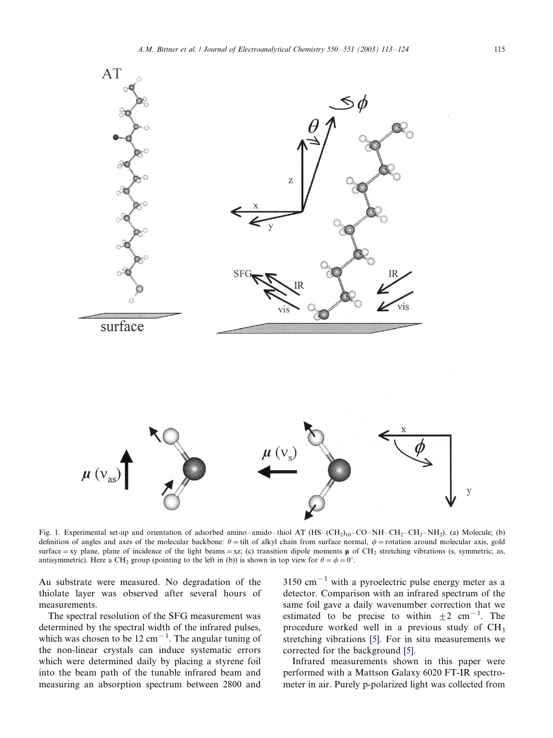Fig. 1. Experimental set-up and orientation of adsorbed amino–amido–thiol AT ($HS-(CH_2)_{10}-CO-NH-CH_2-CH_2-NH_2$). (a) Molecule; (b) definition of angles and axes of the molecular backbone: $\theta$ = tilt of alkyl chain from surface normal, $\phi$ = rotation around molecular axis, gold surface = xy plane, plane of incidence of the light beams = xz; (c) transition dipole moments $\mu$ of $CH_2$ stretching vibrations (s, symmetric; as, antisymmetric). Here a $CH_2$ group (pointing to the left in (b)) is shown in top view for $\theta = \phi = 0°$.

Au substrate were measured. No degradation of the thiolate layer was observed after several hours of measurements.

The spectral resolution of the SFG measurement was determined by the spectral width of the infrared pulses, which was chosen to be 12 $cm^{-1}$. The angular tuning of the non-linear crystals can induce systematic errors which were determined daily by placing a styrene foil into the beam path of the tunable infrared beam and measuring an absorption spectrum between 2800 and 3150 $cm^{-1}$ with a pyroelectric pulse energy meter as a detector. Comparison with an infrared spectrum of the same foil gave a daily wavenumber correction that we estimated to be precise to within $\pm 2$ $cm^{-1}$. The procedure worked well in a previous study of $CH_3$ stretching vibrations [5]. For in situ measurements we corrected for the background [5].

Infrared measurements shown in this paper were performed with a Mattson Galaxy 6020 FT-IR spectrometer in air. Purely p-polarized light was collected from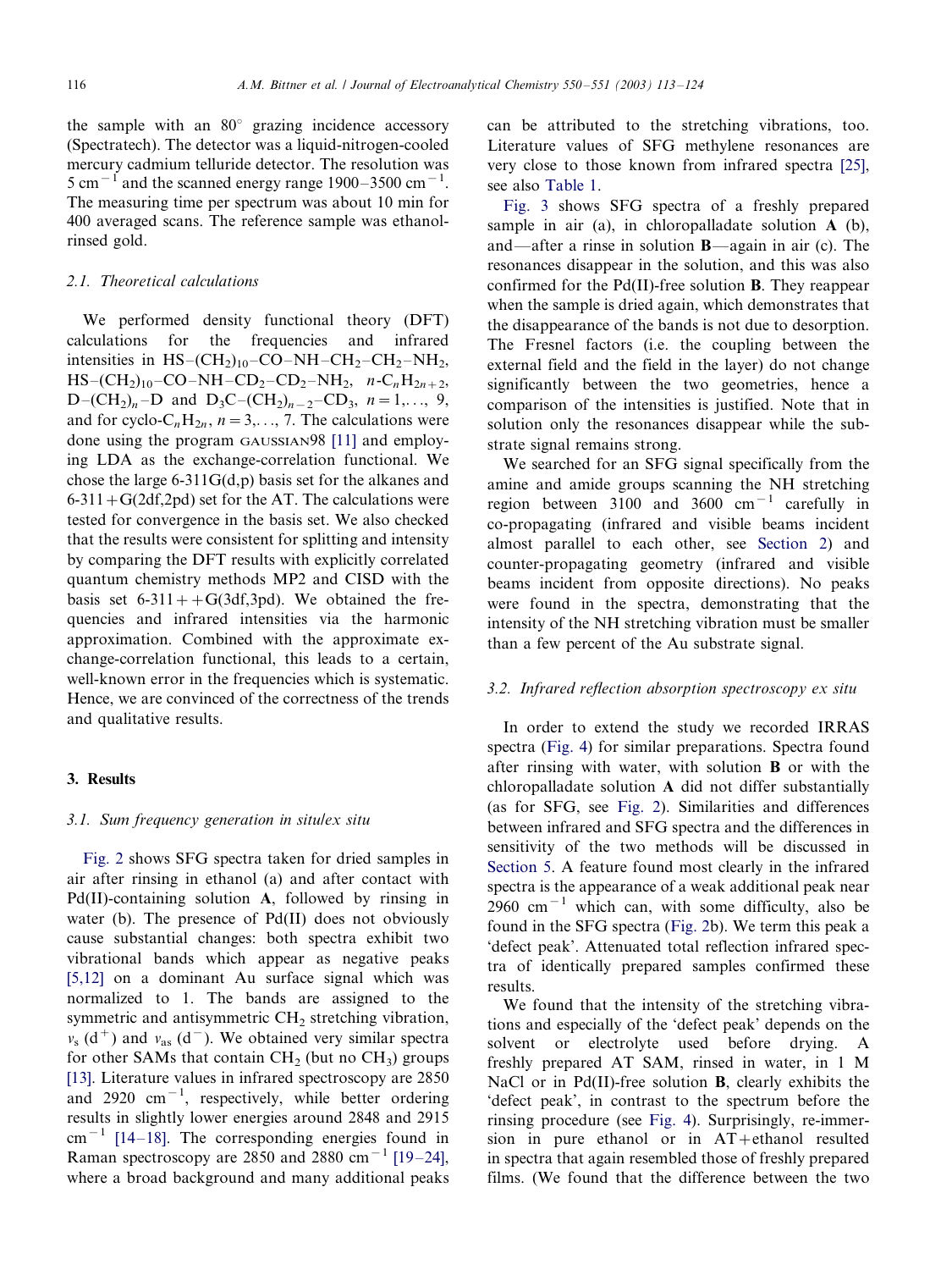the sample with an 80° grazing incidence accessory (Spectratech). The detector was a liquid-nitrogen-cooled mercury cadmium telluride detector. The resolution was 5 $cm^{-1}$ and the scanned energy range 1900–3500 $cm^{-1}$. The measuring time per spectrum was about 10 min for 400 averaged scans. The reference sample was ethanol-rinsed gold.

### 2.1. Theoretical calculations

We performed density functional theory (DFT) calculations for the frequencies and infrared intensities in $HS{-}(CH_2)_{10}{-}CO{-}NH{-}CH_2{-}CH_2{-}NH_2$, $HS{-}(CH_2)_{10}{-}CO{-}NH{-}CD_2{-}CD_2{-}NH_2$, $n$-$C_nH_{2n+2}$, $D{-}(CH_2)_n{-}D$ and $D_3C{-}(CH_2)_{n-2}{-}CD_3$, $n = 1,\ldots, 9$, and for cyclo-$C_nH_{2n}$, $n = 3,\ldots, 7$. The calculations were done using the program GAUSSIAN98 [11] and employing LDA as the exchange-correlation functional. We chose the large 6-311G(d,p) basis set for the alkanes and 6-311+G(2df,2pd) set for the AT. The calculations were tested for convergence in the basis set. We also checked that the results were consistent for splitting and intensity by comparing the DFT results with explicitly correlated quantum chemistry methods MP2 and CISD with the basis set 6-311++G(3df,3pd). We obtained the frequencies and infrared intensities via the harmonic approximation. Combined with the approximate exchange-correlation functional, this leads to a certain, well-known error in the frequencies which is systematic. Hence, we are convinced of the correctness of the trends and qualitative results.

## 3. Results

### 3.1. Sum frequency generation in situ/ex situ

Fig. 2 shows SFG spectra taken for dried samples in air after rinsing in ethanol (a) and after contact with Pd(II)-containing solution **A**, followed by rinsing in water (b). The presence of Pd(II) does not obviously cause substantial changes: both spectra exhibit two vibrational bands which appear as negative peaks [5,12] on a dominant Au surface signal which was normalized to 1. The bands are assigned to the symmetric and antisymmetric $CH_2$ stretching vibration, $\nu_s$ ($d^+$) and $\nu_{as}$ ($d^-$). We obtained very similar spectra for other SAMs that contain $CH_2$ (but no $CH_3$) groups [13]. Literature values in infrared spectroscopy are 2850 and 2920 $cm^{-1}$, respectively, while better ordering results in slightly lower energies around 2848 and 2915 $cm^{-1}$ [14–18]. The corresponding energies found in Raman spectroscopy are 2850 and 2880 $cm^{-1}$ [19–24], where a broad background and many additional peaks can be attributed to the stretching vibrations, too. Literature values of SFG methylene resonances are very close to those known from infrared spectra [25], see also Table 1.

Fig. 3 shows SFG spectra of a freshly prepared sample in air (a), in chloropalladate solution **A** (b), and—after a rinse in solution **B**—again in air (c). The resonances disappear in the solution, and this was also confirmed for the Pd(II)-free solution **B**. They reappear when the sample is dried again, which demonstrates that the disappearance of the bands is not due to desorption. The Fresnel factors (i.e. the coupling between the external field and the field in the layer) do not change significantly between the two geometries, hence a comparison of the intensities is justified. Note that in solution only the resonances disappear while the substrate signal remains strong.

We searched for an SFG signal specifically from the amine and amide groups scanning the NH stretching region between 3100 and 3600 $cm^{-1}$ carefully in co-propagating (infrared and visible beams incident almost parallel to each other, see Section 2) and counter-propagating geometry (infrared and visible beams incident from opposite directions). No peaks were found in the spectra, demonstrating that the intensity of the NH stretching vibration must be smaller than a few percent of the Au substrate signal.

### 3.2. Infrared reflection absorption spectroscopy ex situ

In order to extend the study we recorded IRRAS spectra (Fig. 4) for similar preparations. Spectra found after rinsing with water, with solution **B** or with the chloropalladate solution **A** did not differ substantially (as for SFG, see Fig. 2). Similarities and differences between infrared and SFG spectra and the differences in sensitivity of the two methods will be discussed in Section 5. A feature found most clearly in the infrared spectra is the appearance of a weak additional peak near 2960 $cm^{-1}$ which can, with some difficulty, also be found in the SFG spectra (Fig. 2b). We term this peak a 'defect peak'. Attenuated total reflection infrared spectra of identically prepared samples confirmed these results.

We found that the intensity of the stretching vibrations and especially of the 'defect peak' depends on the solvent or electrolyte used before drying. A freshly prepared AT SAM, rinsed in water, in 1 M NaCl or in Pd(II)-free solution **B**, clearly exhibits the 'defect peak', in contrast to the spectrum before the rinsing procedure (see Fig. 4). Surprisingly, re-immersion in pure ethanol or in AT+ethanol resulted in spectra that again resembled those of freshly prepared films. (We found that the difference between the two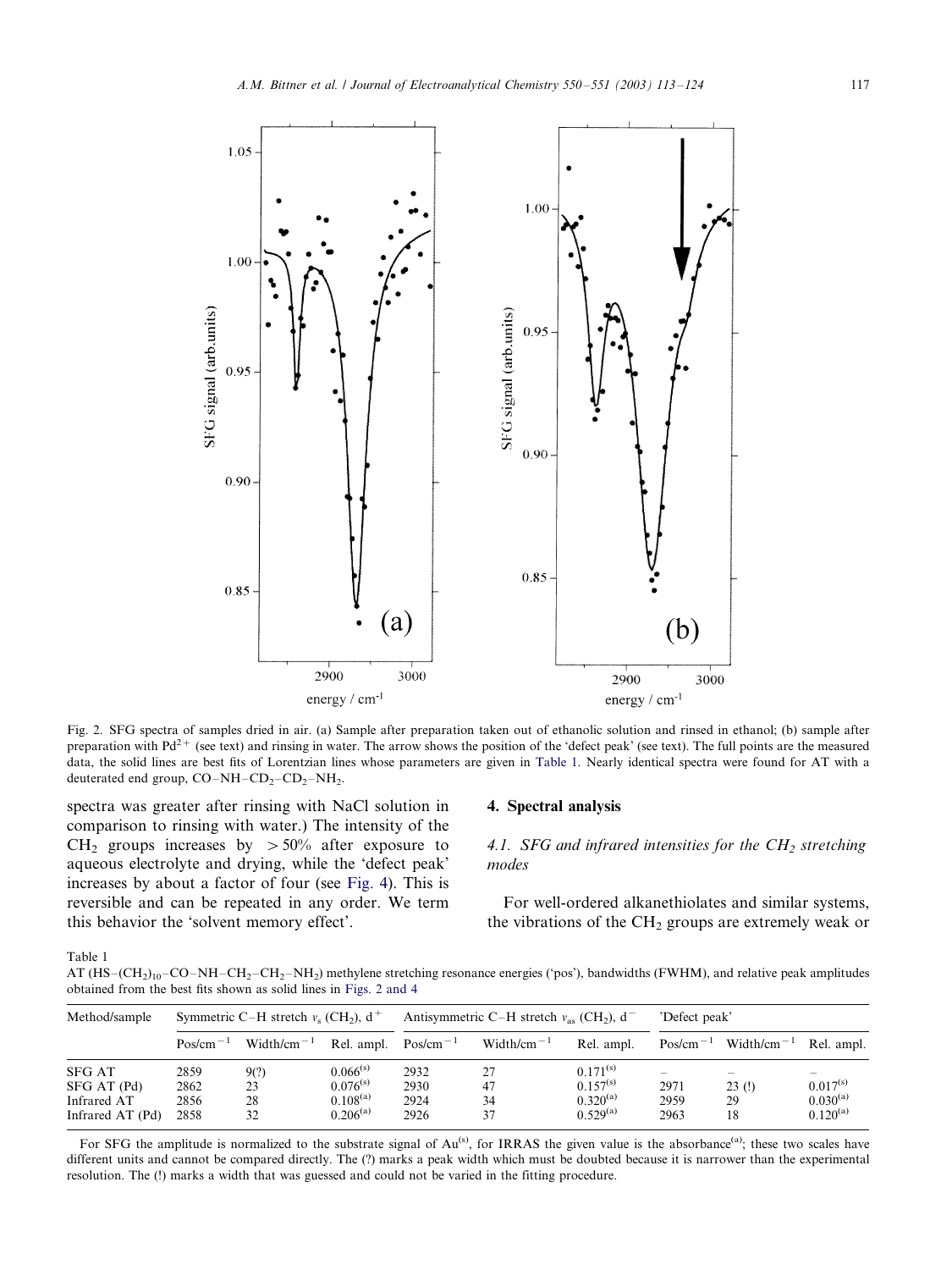Fig. 2. SFG spectra of samples dried in air. (a) Sample after preparation taken out of ethanolic solution and rinsed in ethanol; (b) sample after preparation with $Pd^{2+}$ (see text) and rinsing in water. The arrow shows the position of the 'defect peak' (see text). The full points are the measured data, the solid lines are best fits of Lorentzian lines whose parameters are given in Table 1. Nearly identical spectra were found for AT with a deuterated end group, CO–NH–$CD_2$–$CD_2$–$NH_2$.

spectra was greater after rinsing with NaCl solution in comparison to rinsing with water.) The intensity of the $CH_2$ groups increases by > 50% after exposure to aqueous electrolyte and drying, while the 'defect peak' increases by about a factor of four (see Fig. 4). This is reversible and can be repeated in any order. We term this behavior the 'solvent memory effect'.

## 4. Spectral analysis

### 4.1. SFG and infrared intensities for the $CH_2$ stretching modes

For well-ordered alkanethiolates and similar systems, the vibrations of the $CH_2$ groups are extremely weak or

Table 1
AT (HS–$(CH_2)_{10}$–CO–NH–$CH_2$–$CH_2$–$NH_2$) methylene stretching resonance energies ('pos'), bandwidths (FWHM), and relative peak amplitudes obtained from the best fits shown as solid lines in Figs. 2 and 4

| Method/sample | Symmetric C–H stretch $\nu_s$ $(CH_2)$, $d^+$ | | | Antisymmetric C–H stretch $\nu_{as}$ $(CH_2)$, $d^-$ | | | 'Defect peak' | | |
|---|---|---|---|---|---|---|---|---|---|
| | Pos/cm$^{-1}$ | Width/cm$^{-1}$ | Rel. ampl. | Pos/cm$^{-1}$ | Width/cm$^{-1}$ | Rel. ampl. | Pos/cm$^{-1}$ | Width/cm$^{-1}$ | Rel. ampl. |
| SFG AT | 2859 | 9(?) | 0.066$^{(s)}$ | 2932 | 27 | 0.171$^{(s)}$ | – | – | – |
| SFG AT (Pd) | 2862 | 23 | 0.076$^{(s)}$ | 2930 | 47 | 0.157$^{(s)}$ | 2971 | 23 (!) | 0.017$^{(s)}$ |
| Infrared AT | 2856 | 28 | 0.108$^{(a)}$ | 2924 | 34 | 0.320$^{(a)}$ | 2959 | 29 | 0.030$^{(a)}$ |
| Infrared AT (Pd) | 2858 | 32 | 0.206$^{(a)}$ | 2926 | 37 | 0.529$^{(a)}$ | 2963 | 18 | 0.120$^{(a)}$ |

For SFG the amplitude is normalized to the substrate signal of Au$^{(s)}$, for IRRAS the given value is the absorbance$^{(a)}$; these two scales have different units and cannot be compared directly. The (?) marks a peak width which must be doubted because it is narrower than the experimental resolution. The (!) marks a width that was guessed and could not be varied in the fitting procedure.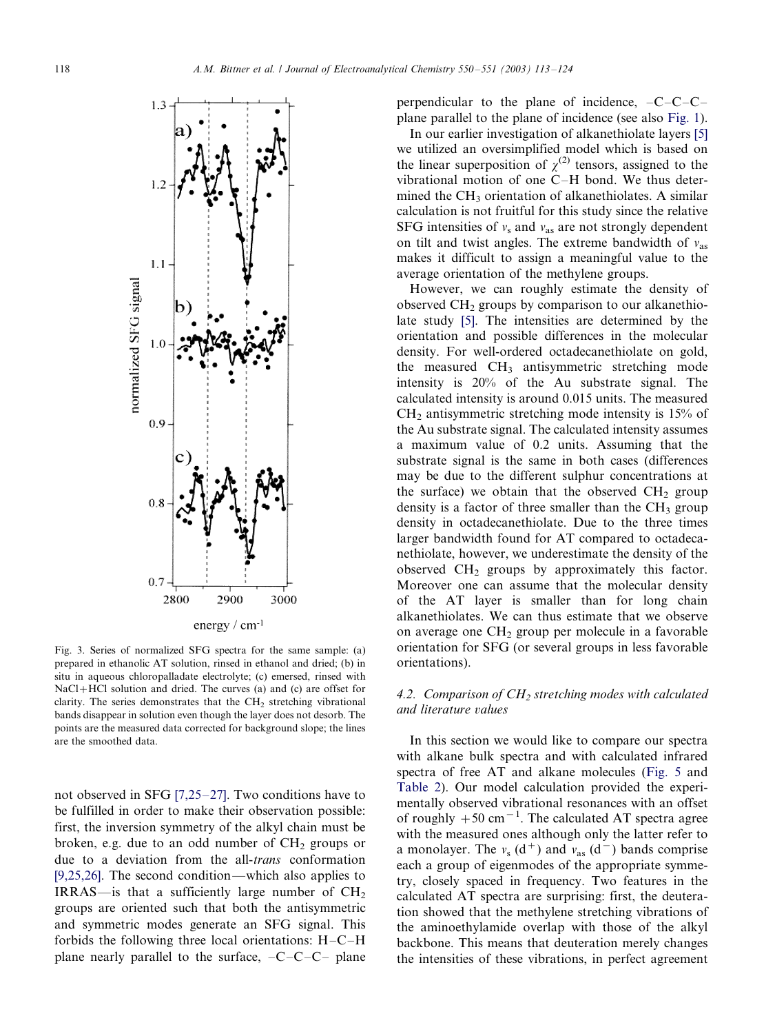Fig. 3. Series of normalized SFG spectra for the same sample: (a) prepared in ethanolic AT solution, rinsed in ethanol and dried; (b) in situ in aqueous chloropalladate electrolyte; (c) emersed, rinsed with NaCl+HCl solution and dried. The curves (a) and (c) are offset for clarity. The series demonstrates that the $CH_2$ stretching vibrational bands disappear in solution even though the layer does not desorb. The points are the measured data corrected for background slope; the lines are the smoothed data.

not observed in SFG [7,25–27]. Two conditions have to be fulfilled in order to make their observation possible: first, the inversion symmetry of the alkyl chain must be broken, e.g. due to an odd number of $CH_2$ groups or due to a deviation from the all-*trans* conformation [9,25,26]. The second condition—which also applies to IRRAS—is that a sufficiently large number of $CH_2$ groups are oriented such that both the antisymmetric and symmetric modes generate an SFG signal. This forbids the following three local orientations: H–C–H plane nearly parallel to the surface, –C–C–C– plane perpendicular to the plane of incidence, –C–C–C– plane parallel to the plane of incidence (see also Fig. 1).

In our earlier investigation of alkanethiolate layers [5] we utilized an oversimplified model which is based on the linear superposition of $\chi^{(2)}$ tensors, assigned to the vibrational motion of one C–H bond. We thus determined the $CH_3$ orientation of alkanethiolates. A similar calculation is not fruitful for this study since the relative SFG intensities of $\nu_s$ and $\nu_{as}$ are not strongly dependent on tilt and twist angles. The extreme bandwidth of $\nu_{as}$ makes it difficult to assign a meaningful value to the average orientation of the methylene groups.

However, we can roughly estimate the density of observed $CH_2$ groups by comparison to our alkanethiolate study [5]. The intensities are determined by the orientation and possible differences in the molecular density. For well-ordered octadecanethiolate on gold, the measured $CH_3$ antisymmetric stretching mode intensity is 20% of the Au substrate signal. The calculated intensity is around 0.015 units. The measured $CH_2$ antisymmetric stretching mode intensity is 15% of the Au substrate signal. The calculated intensity assumes a maximum value of 0.2 units. Assuming that the substrate signal is the same in both cases (differences may be due to the different sulphur concentrations at the surface) we obtain that the observed $CH_2$ group density is a factor of three smaller than the $CH_3$ group density in octadecanethiolate. Due to the three times larger bandwidth found for AT compared to octadecanethiolate, however, we underestimate the density of the observed $CH_2$ groups by approximately this factor. Moreover one can assume that the molecular density of the AT layer is smaller than for long chain alkanethiolates. We can thus estimate that we observe on average one $CH_2$ group per molecule in a favorable orientation for SFG (or several groups in less favorable orientations).

### 4.2. Comparison of $CH_2$ stretching modes with calculated and literature values

In this section we would like to compare our spectra with alkane bulk spectra and with calculated infrared spectra of free AT and alkane molecules (Fig. 5 and Table 2). Our model calculation provided the experimentally observed vibrational resonances with an offset of roughly $+50$ cm$^{-1}$. The calculated AT spectra agree with the measured ones although only the latter refer to a monolayer. The $\nu_s$ ($d^+$) and $\nu_{as}$ ($d^-$) bands comprise each a group of eigenmodes of the appropriate symmetry, closely spaced in frequency. Two features in the calculated AT spectra are surprising: first, the deuteration showed that the methylene stretching vibrations of the aminoethylamide overlap with those of the alkyl backbone. This means that deuteration merely changes the intensities of these vibrations, in perfect agreement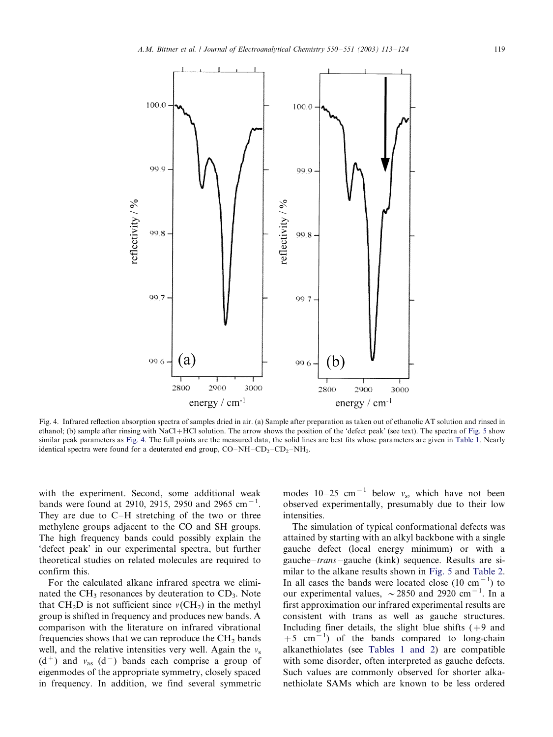Fig. 4. Infrared reflection absorption spectra of samples dried in air. (a) Sample after preparation as taken out of ethanolic AT solution and rinsed in ethanol; (b) sample after rinsing with NaCl+HCl solution. The arrow shows the position of the 'defect peak' (see text). The spectra of Fig. 5 show similar peak parameters as Fig. 4. The full points are the measured data, the solid lines are best fits whose parameters are given in Table 1. Nearly identical spectra were found for a deuterated end group, CO–NH–$CD_2$–$CD_2$–$NH_2$.

with the experiment. Second, some additional weak bands were found at 2910, 2915, 2950 and 2965 $cm^{-1}$. They are due to C–H stretching of the two or three methylene groups adjacent to the CO and SH groups. The high frequency bands could possibly explain the 'defect peak' in our experimental spectra, but further theoretical studies on related molecules are required to confirm this.

For the calculated alkane infrared spectra we eliminated the $CH_3$ resonances by deuteration to $CD_3$. Note that $CH_2D$ is not sufficient since $\nu(CH_2)$ in the methyl group is shifted in frequency and produces new bands. A comparison with the literature on infrared vibrational frequencies shows that we can reproduce the $CH_2$ bands well, and the relative intensities very well. Again the $\nu_s$ ($d^+$) and $\nu_{as}$ ($d^-$) bands each comprise a group of eigenmodes of the appropriate symmetry, closely spaced in frequency. In addition, we find several symmetric modes 10–25 $cm^{-1}$ below $\nu_s$, which have not been observed experimentally, presumably due to their low intensities.

The simulation of typical conformational defects was attained by starting with an alkyl backbone with a single gauche defect (local energy minimum) or with a gauche–*trans*–gauche (kink) sequence. Results are similar to the alkane results shown in Fig. 5 and Table 2. In all cases the bands were located close (10 $cm^{-1}$) to our experimental values, ~2850 and 2920 $cm^{-1}$. In a first approximation our infrared experimental results are consistent with trans as well as gauche structures. Including finer details, the slight blue shifts (+9 and +5 $cm^{-1}$) of the bands compared to long-chain alkanethiolates (see Tables 1 and 2) are compatible with some disorder, often interpreted as gauche defects. Such values are commonly observed for shorter alkanethiolate SAMs which are known to be less ordered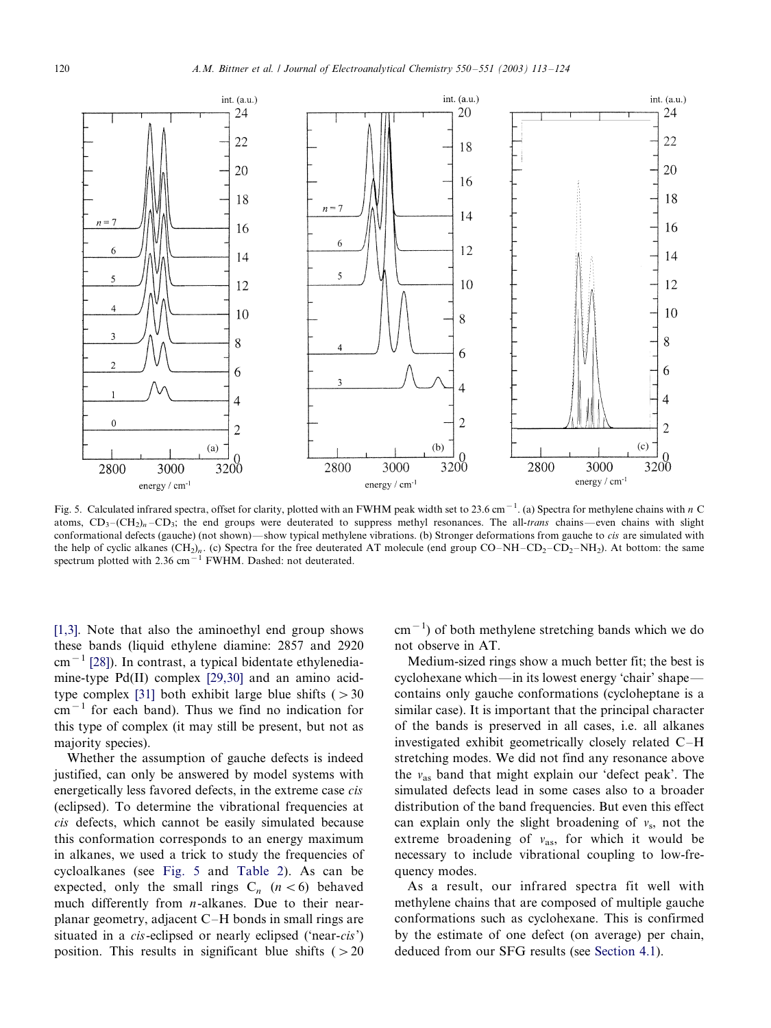Fig. 5. Calculated infrared spectra, offset for clarity, plotted with an FWHM peak width set to 23.6 $cm^{-1}$. (a) Spectra for methylene chains with $n$ C atoms, $CD_3$–$(CH_2)_n$–$CD_3$; the end groups were deuterated to suppress methyl resonances. The all-*trans* chains—even chains with slight conformational defects (gauche) (not shown)—show typical methylene vibrations. (b) Stronger deformations from gauche to *cis* are simulated with the help of cyclic alkanes $(CH_2)_n$. (c) Spectra for the free deuterated AT molecule (end group CO–NH–$CD_2$–$CD_2$–$NH_2$). At bottom: the same spectrum plotted with 2.36 $cm^{-1}$ FWHM. Dashed: not deuterated.

[1,3]. Note that also the aminoethyl end group shows these bands (liquid ethylene diamine: 2857 and 2920 $cm^{-1}$ [28]). In contrast, a typical bidentate ethylenediamine-type Pd(II) complex [29,30] and an amino acid-type complex [31] both exhibit large blue shifts (> 30 $cm^{-1}$ for each band). Thus we find no indication for this type of complex (it may still be present, but not as majority species).

Whether the assumption of gauche defects is indeed justified, can only be answered by model systems with energetically less favored defects, in the extreme case *cis* (eclipsed). To determine the vibrational frequencies at *cis* defects, which cannot be easily simulated because this conformation corresponds to an energy maximum in alkanes, we used a trick to study the frequencies of cycloalkanes (see Fig. 5 and Table 2). As can be expected, only the small rings $C_n$ ($n < 6$) behaved much differently from $n$-alkanes. Due to their near-planar geometry, adjacent C–H bonds in small rings are situated in a *cis*-eclipsed or nearly eclipsed ('near-*cis*') position. This results in significant blue shifts (> 20 $cm^{-1}$) of both methylene stretching bands which we do not observe in AT.

Medium-sized rings show a much better fit; the best is cyclohexane which—in its lowest energy 'chair' shape—contains only gauche conformations (cycloheptane is a similar case). It is important that the principal character of the bands is preserved in all cases, i.e. all alkanes investigated exhibit geometrically closely related C–H stretching modes. We did not find any resonance above the $\nu_{as}$ band that might explain our 'defect peak'. The simulated defects lead in some cases also to a broader distribution of the band frequencies. But even this effect can explain only the slight broadening of $\nu_s$, not the extreme broadening of $\nu_{as}$, for which it would be necessary to include vibrational coupling to low-frequency modes.

As a result, our infrared spectra fit well with methylene chains that are composed of multiple gauche conformations such as cyclohexane. This is confirmed by the estimate of one defect (on average) per chain, deduced from our SFG results (see Section 4.1).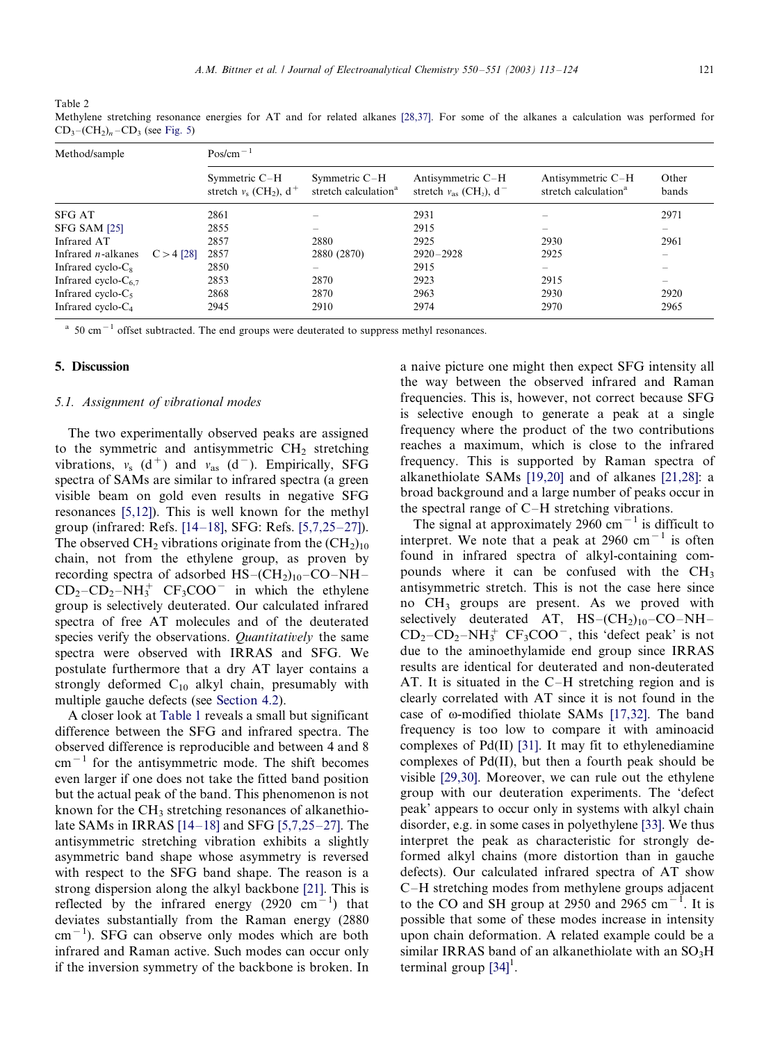Table 2
Methylene stretching resonance energies for AT and for related alkanes [28,37]. For some of the alkanes a calculation was performed for $CD_3$–$(CH_2)_n$–$CD_3$ (see Fig. 5)

| Method/sample | | Pos/cm$^{-1}$ | | | | |
|---|---|---|---|---|---|---|
| | | Symmetric C–H stretch $\nu_s$ ($CH_2$), d$^+$ | Symmetric C–H stretch calculation[a] | Antisymmetric C–H stretch $\nu_{as}$ ($CH_2$), d$^-$ | Antisymmetric C–H stretch calculation[a] | Other bands |
| SFG AT | | 2861 | – | 2931 | – | 2971 |
| SFG SAM [25] | | 2855 | – | 2915 | – | – |
| Infrared AT | | 2857 | 2880 | 2925 | 2930 | 2961 |
| Infrared *n*-alkanes | C > 4 [28] | 2857 | 2880 (2870) | 2920–2928 | 2925 | – |
| Infrared cyclo-$C_8$ | | 2850 | – | 2915 | – | – |
| Infrared cyclo-$C_{6,7}$ | | 2853 | 2870 | 2923 | 2915 | – |
| Infrared cyclo-$C_5$ | | 2868 | 2870 | 2963 | 2930 | 2920 |
| Infrared cyclo-$C_4$ | | 2945 | 2910 | 2974 | 2970 | 2965 |

[a] 50 cm$^{-1}$ offset subtracted. The end groups were deuterated to suppress methyl resonances.

## 5. Discussion

### 5.1. Assignment of vibrational modes

The two experimentally observed peaks are assigned to the symmetric and antisymmetric $CH_2$ stretching vibrations, $\nu_s$ (d$^+$) and $\nu_{as}$ (d$^-$). Empirically, SFG spectra of SAMs are similar to infrared spectra (a green visible beam on gold even results in negative SFG resonances [5,12]). This is well known for the methyl group (infrared: Refs. [14–18], SFG: Refs. [5,7,25–27]). The observed $CH_2$ vibrations originate from the $(CH_2)_{10}$ chain, not from the ethylene group, as proven by recording spectra of adsorbed HS–$(CH_2)_{10}$–CO–NH–$CD_2$–$CD_2$–$NH_3^+$ $CF_3COO^-$ in which the ethylene group is selectively deuterated. Our calculated infrared spectra of free AT molecules and of the deuterated species verify the observations. *Quantitatively* the same spectra were observed with IRRAS and SFG. We postulate furthermore that a dry AT layer contains a strongly deformed $C_{10}$ alkyl chain, presumably with multiple gauche defects (see Section 4.2).

A closer look at Table 1 reveals a small but significant difference between the SFG and infrared spectra. The observed difference is reproducible and between 4 and 8 cm$^{-1}$ for the antisymmetric mode. The shift becomes even larger if one does not take the fitted band position but the actual peak of the band. This phenomenon is not known for the $CH_3$ stretching resonances of alkanethiolate SAMs in IRRAS [14–18] and SFG [5,7,25–27]. The antisymmetric stretching vibration exhibits a slightly asymmetric band shape whose asymmetry is reversed with respect to the SFG band shape. The reason is a strong dispersion along the alkyl backbone [21]. This is reflected by the infrared energy (2920 cm$^{-1}$) that deviates substantially from the Raman energy (2880 cm$^{-1}$). SFG can observe only modes which are both infrared and Raman active. Such modes can occur only if the inversion symmetry of the backbone is broken. In a naive picture one might then expect SFG intensity all the way between the observed infrared and Raman frequencies. This is, however, not correct because SFG is selective enough to generate a peak at a single frequency where the product of the two contributions reaches a maximum, which is close to the infrared frequency. This is supported by Raman spectra of alkanethiolate SAMs [19,20] and of alkanes [21,28]: a broad background and a large number of peaks occur in the spectral range of C–H stretching vibrations.

The signal at approximately 2960 cm$^{-1}$ is difficult to interpret. We note that a peak at 2960 cm$^{-1}$ is often found in infrared spectra of alkyl-containing compounds where it can be confused with the $CH_3$ antisymmetric stretch. This is not the case here since no $CH_3$ groups are present. As we proved with selectively deuterated AT, HS–$(CH_2)_{10}$–CO–NH–$CD_2$–$CD_2$–$NH_3^+$ $CF_3COO^-$, this 'defect peak' is not due to the aminoethylamide end group since IRRAS results are identical for deuterated and non-deuterated AT. It is situated in the C–H stretching region and is clearly correlated with AT since it is not found in the case of ω-modified thiolate SAMs [17,32]. The band frequency is too low to compare it with aminoacid complexes of Pd(II) [31]. It may fit to ethylenediamine complexes of Pd(II), but then a fourth peak should be visible [29,30]. Moreover, we can rule out the ethylene group with our deuteration experiments. The 'defect peak' appears to occur only in systems with alkyl chain disorder, e.g. in some cases in polyethylene [33]. We thus interpret the peak as characteristic for strongly deformed alkyl chains (more distortion than in gauche defects). Our calculated infrared spectra of AT show C–H stretching modes from methylene groups adjacent to the CO and SH group at 2950 and 2965 cm$^{-1}$. It is possible that some of these modes increase in intensity upon chain deformation. A related example could be a similar IRRAS band of an alkanethiolate with an $SO_3H$ terminal group [34][1].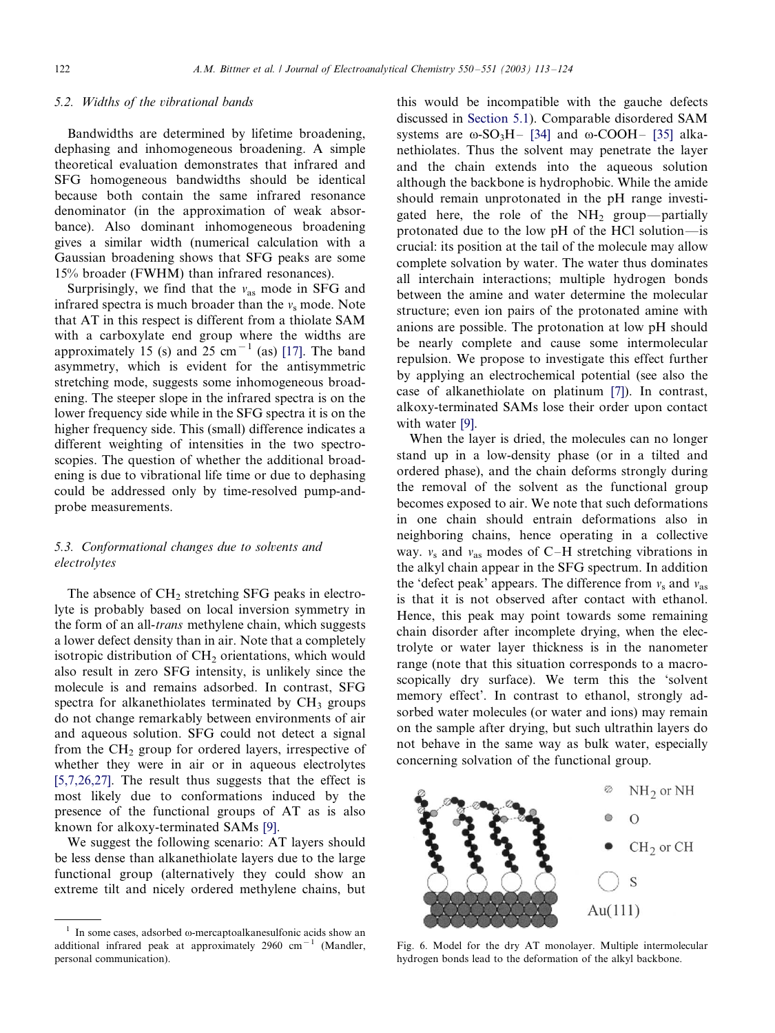### 5.2. Widths of the vibrational bands

Bandwidths are determined by lifetime broadening, dephasing and inhomogeneous broadening. A simple theoretical evaluation demonstrates that infrared and SFG homogeneous bandwidths should be identical because both contain the same infrared resonance denominator (in the approximation of weak absorbance). Also dominant inhomogeneous broadening gives a similar width (numerical calculation with a Gaussian broadening shows that SFG peaks are some 15% broader (FWHM) than infrared resonances).

Surprisingly, we find that the $\nu_{as}$ mode in SFG and infrared spectra is much broader than the $\nu_s$ mode. Note that AT in this respect is different from a thiolate SAM with a carboxylate end group where the widths are approximately 15 (s) and 25 $cm^{-1}$ (as) [17]. The band asymmetry, which is evident for the antisymmetric stretching mode, suggests some inhomogeneous broadening. The steeper slope in the infrared spectra is on the lower frequency side while in the SFG spectra it is on the higher frequency side. This (small) difference indicates a different weighting of intensities in the two spectroscopies. The question of whether the additional broadening is due to vibrational life time or due to dephasing could be addressed only by time-resolved pump-and-probe measurements.

### 5.3. Conformational changes due to solvents and electrolytes

The absence of $CH_2$ stretching SFG peaks in electrolyte is probably based on local inversion symmetry in the form of an all-*trans* methylene chain, which suggests a lower defect density than in air. Note that a completely isotropic distribution of $CH_2$ orientations, which would also result in zero SFG intensity, is unlikely since the molecule is and remains adsorbed. In contrast, SFG spectra for alkanethiolates terminated by $CH_3$ groups do not change remarkably between environments of air and aqueous solution. SFG could not detect a signal from the $CH_2$ group for ordered layers, irrespective of whether they were in air or in aqueous electrolytes [5,7,26,27]. The result thus suggests that the effect is most likely due to conformations induced by the presence of the functional groups of AT as is also known for alkoxy-terminated SAMs [9].

We suggest the following scenario: AT layers should be less dense than alkanethiolate layers due to the large functional group (alternatively they could show an extreme tilt and nicely ordered methylene chains, but this would be incompatible with the gauche defects discussed in Section 5.1). Comparable disordered SAM systems are ω-$SO_3H$– [34] and ω-COOH– [35] alkanethiolates. Thus the solvent may penetrate the layer and the chain extends into the aqueous solution although the backbone is hydrophobic. While the amide should remain unprotonated in the pH range investigated here, the role of the $NH_2$ group—partially protonated due to the low pH of the HCl solution—is crucial: its position at the tail of the molecule may allow complete solvation by water. The water thus dominates all interchain interactions; multiple hydrogen bonds between the amine and water determine the molecular structure; even ion pairs of the protonated amine with anions are possible. The protonation at low pH should be nearly complete and cause some intermolecular repulsion. We propose to investigate this effect further by applying an electrochemical potential (see also the case of alkanethiolate on platinum [7]). In contrast, alkoxy-terminated SAMs lose their order upon contact with water [9].

When the layer is dried, the molecules can no longer stand up in a low-density phase (or in a tilted and ordered phase), and the chain deforms strongly during the removal of the solvent as the functional group becomes exposed to air. We note that such deformations in one chain should entrain deformations also in neighboring chains, hence operating in a collective way. $\nu_s$ and $\nu_{as}$ modes of C–H stretching vibrations in the alkyl chain appear in the SFG spectrum. In addition the 'defect peak' appears. The difference from $\nu_s$ and $\nu_{as}$ is that it is not observed after contact with ethanol. Hence, this peak may point towards some remaining chain disorder after incomplete drying, when the electrolyte or water layer thickness is in the nanometer range (note that this situation corresponds to a macroscopically dry surface). We term this the 'solvent memory effect'. In contrast to ethanol, strongly adsorbed water molecules (or water and ions) may remain on the sample after drying, but such ultrathin layers do not behave in the same way as bulk water, especially concerning solvation of the functional group.

Fig. 6. Model for the dry AT monolayer. Multiple intermolecular hydrogen bonds lead to the deformation of the alkyl backbone.

[1] In some cases, adsorbed ω-mercaptoalkanesulfonic acids show an additional infrared peak at approximately 2960 $cm^{-1}$ (Mandler, personal communication).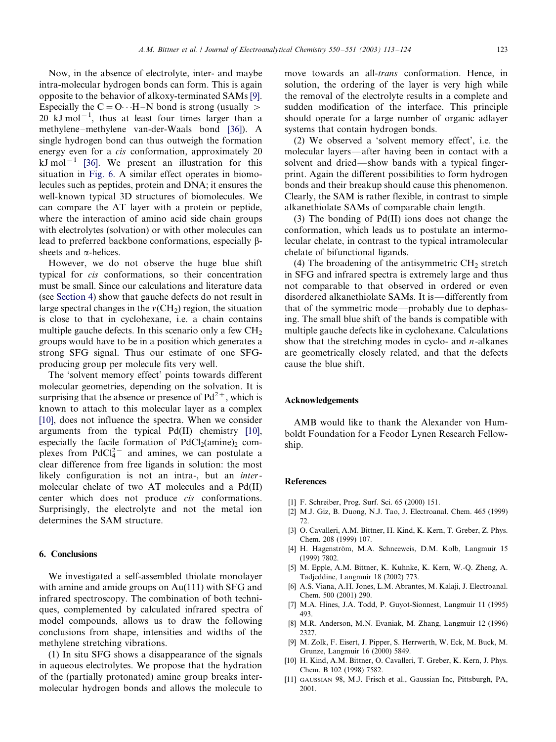Now, in the absence of electrolyte, inter- and maybe intra-molecular hydrogen bonds can form. This is again opposite to the behavior of alkoxy-terminated SAMs [9]. Especially the $C=O\cdots H{-}N$ bond is strong (usually > 20 kJ $mol^{-1}$, thus at least four times larger than a methylene–methylene van-der-Waals bond [36]). A single hydrogen bond can thus outweigh the formation energy even for a *cis* conformation, approximately 20 kJ $mol^{-1}$ [36]. We present an illustration for this situation in Fig. 6. A similar effect operates in biomolecules such as peptides, protein and DNA; it ensures the well-known typical 3D structures of biomolecules. We can compare the AT layer with a protein or peptide, where the interaction of amino acid side chain groups with electrolytes (solvation) or with other molecules can lead to preferred backbone conformations, especially β-sheets and α-helices.

However, we do not observe the huge blue shift typical for *cis* conformations, so their concentration must be small. Since our calculations and literature data (see Section 4) show that gauche defects do not result in large spectral changes in the $\nu(CH_2)$ region, the situation is close to that in cyclohexane, i.e. a chain contains multiple gauche defects. In this scenario only a few $CH_2$ groups would have to be in a position which generates a strong SFG signal. Thus our estimate of one SFG-producing group per molecule fits very well.

The 'solvent memory effect' points towards different molecular geometries, depending on the solvation. It is surprising that the absence or presence of $Pd^{2+}$, which is known to attach to this molecular layer as a complex [10], does not influence the spectra. When we consider arguments from the typical Pd(II) chemistry [10], especially the facile formation of $PdCl_2(amine)_2$ complexes from $PdCl_4^{2-}$ and amines, we can postulate a clear difference from free ligands in solution: the most likely configuration is not an intra-, but an *inter*-molecular chelate of two AT molecules and a Pd(II) center which does not produce *cis* conformations. Surprisingly, the electrolyte and not the metal ion determines the SAM structure.

## 6. Conclusions

We investigated a self-assembled thiolate monolayer with amine and amide groups on Au(111) with SFG and infrared spectroscopy. The combination of both techniques, complemented by calculated infrared spectra of model compounds, allows us to draw the following conclusions from shape, intensities and widths of the methylene stretching vibrations.

(1) In situ SFG shows a disappearance of the signals in aqueous electrolytes. We propose that the hydration of the (partially protonated) amine group breaks intermolecular hydrogen bonds and allows the molecule to move towards an all-*trans* conformation. Hence, in solution, the ordering of the layer is very high while the removal of the electrolyte results in a complete and sudden modification of the interface. This principle should operate for a large number of organic adlayer systems that contain hydrogen bonds.

(2) We observed a 'solvent memory effect', i.e. the molecular layers—after having been in contact with a solvent and dried—show bands with a typical fingerprint. Again the different possibilities to form hydrogen bonds and their breakup should cause this phenomenon. Clearly, the SAM is rather flexible, in contrast to simple alkanethiolate SAMs of comparable chain length.

(3) The bonding of Pd(II) ions does not change the conformation, which leads us to postulate an intermolecular chelate, in contrast to the typical intramolecular chelate of bifunctional ligands.

(4) The broadening of the antisymmetric $CH_2$ stretch in SFG and infrared spectra is extremely large and thus not comparable to that observed in ordered or even disordered alkanethiolate SAMs. It is—differently from that of the symmetric mode—probably due to dephasing. The small blue shift of the bands is compatible with multiple gauche defects like in cyclohexane. Calculations show that the stretching modes in cyclo- and *n*-alkanes are geometrically closely related, and that the defects cause the blue shift.

## Acknowledgements

AMB would like to thank the Alexander von Humboldt Foundation for a Feodor Lynen Research Fellowship.

## References

- [1] F. Schreiber, Prog. Surf. Sci. 65 (2000) 151.
- [2] M.J. Giz, B. Duong, N.J. Tao, J. Electroanal. Chem. 465 (1999) 72.
- [3] O. Cavalleri, A.M. Bittner, H. Kind, K. Kern, T. Greber, Z. Phys. Chem. 208 (1999) 107.
- [4] H. Hagenström, M.A. Schneeweis, D.M. Kolb, Langmuir 15 (1999) 7802.
- [5] M. Epple, A.M. Bittner, K. Kuhnke, K. Kern, W.-Q. Zheng, A. Tadjeddine, Langmuir 18 (2002) 773.
- [6] A.S. Viana, A.H. Jones, L.M. Abrantes, M. Kalaji, J. Electroanal. Chem. 500 (2001) 290.
- [7] M.A. Hines, J.A. Todd, P. Guyot-Sionnest, Langmuir 11 (1995) 493.
- [8] M.R. Anderson, M.N. Evaniak, M. Zhang, Langmuir 12 (1996) 2327.
- [9] M. Zolk, F. Eisert, J. Pipper, S. Herrwerth, W. Eck, M. Buck, M. Grunze, Langmuir 16 (2000) 5849.
- [10] H. Kind, A.M. Bittner, O. Cavalleri, T. Greber, K. Kern, J. Phys. Chem. B 102 (1998) 7582.
- [11] GAUSSIAN 98, M.J. Frisch et al., Gaussian Inc, Pittsburgh, PA, 2001.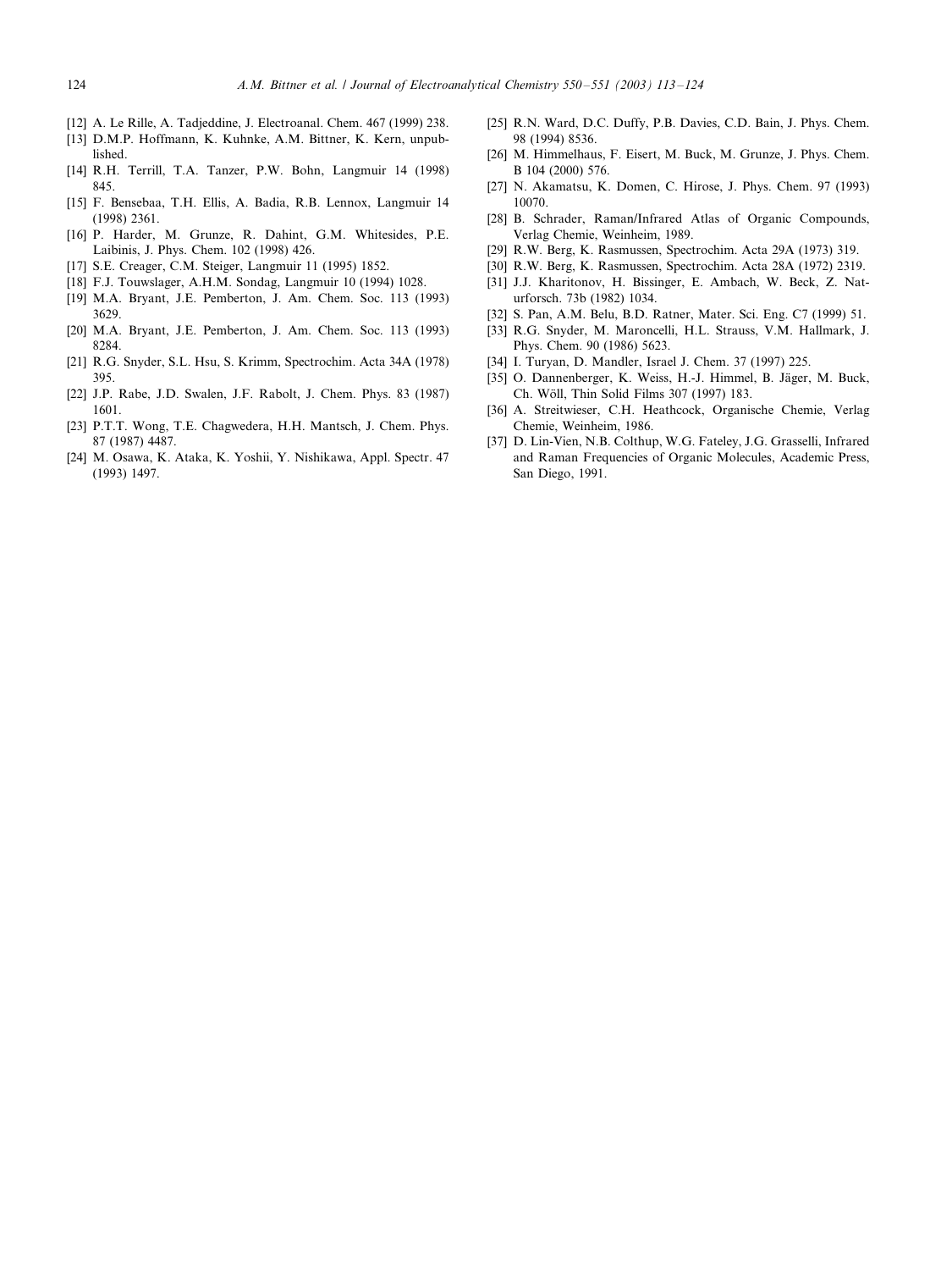[12] A. Le Rille, A. Tadjeddine, J. Electroanal. Chem. 467 (1999) 238.

[13] D.M.P. Hoffmann, K. Kuhnke, A.M. Bittner, K. Kern, unpublished.

[14] R.H. Terrill, T.A. Tanzer, P.W. Bohn, Langmuir 14 (1998) 845.

[15] F. Bensebaa, T.H. Ellis, A. Badia, R.B. Lennox, Langmuir 14 (1998) 2361.

[16] P. Harder, M. Grunze, R. Dahint, G.M. Whitesides, P.E. Laibinis, J. Phys. Chem. 102 (1998) 426.

[17] S.E. Creager, C.M. Steiger, Langmuir 11 (1995) 1852.

[18] F.J. Touwslager, A.H.M. Sondag, Langmuir 10 (1994) 1028.

[19] M.A. Bryant, J.E. Pemberton, J. Am. Chem. Soc. 113 (1993) 3629.

[20] M.A. Bryant, J.E. Pemberton, J. Am. Chem. Soc. 113 (1993) 8284.

[21] R.G. Snyder, S.L. Hsu, S. Krimm, Spectrochim. Acta 34A (1978) 395.

[22] J.P. Rabe, J.D. Swalen, J.F. Rabolt, J. Chem. Phys. 83 (1987) 1601.

[23] P.T.T. Wong, T.E. Chagwedera, H.H. Mantsch, J. Chem. Phys. 87 (1987) 4487.

[24] M. Osawa, K. Ataka, K. Yoshii, Y. Nishikawa, Appl. Spectr. 47 (1993) 1497.

[25] R.N. Ward, D.C. Duffy, P.B. Davies, C.D. Bain, J. Phys. Chem. 98 (1994) 8536.

[26] M. Himmelhaus, F. Eisert, M. Buck, M. Grunze, J. Phys. Chem. B 104 (2000) 576.

[27] N. Akamatsu, K. Domen, C. Hirose, J. Phys. Chem. 97 (1993) 10070.

[28] B. Schrader, Raman/Infrared Atlas of Organic Compounds, Verlag Chemie, Weinheim, 1989.

[29] R.W. Berg, K. Rasmussen, Spectrochim. Acta 29A (1973) 319.

[30] R.W. Berg, K. Rasmussen, Spectrochim. Acta 28A (1972) 2319.

[31] J.J. Kharitonov, H. Bissinger, E. Ambach, W. Beck, Z. Naturforsch. 73b (1982) 1034.

[32] S. Pan, A.M. Belu, B.D. Ratner, Mater. Sci. Eng. C7 (1999) 51.

[33] R.G. Snyder, M. Maroncelli, H.L. Strauss, V.M. Hallmark, J. Phys. Chem. 90 (1986) 5623.

[34] I. Turyan, D. Mandler, Israel J. Chem. 37 (1997) 225.

[35] O. Dannenberger, K. Weiss, H.-J. Himmel, B. Jäger, M. Buck, Ch. Wöll, Thin Solid Films 307 (1997) 183.

[36] A. Streitwieser, C.H. Heathcock, Organische Chemie, Verlag Chemie, Weinheim, 1986.

[37] D. Lin-Vien, N.B. Colthup, W.G. Fateley, J.G. Grasselli, Infrared and Raman Frequencies of Organic Molecules, Academic Press, San Diego, 1991.